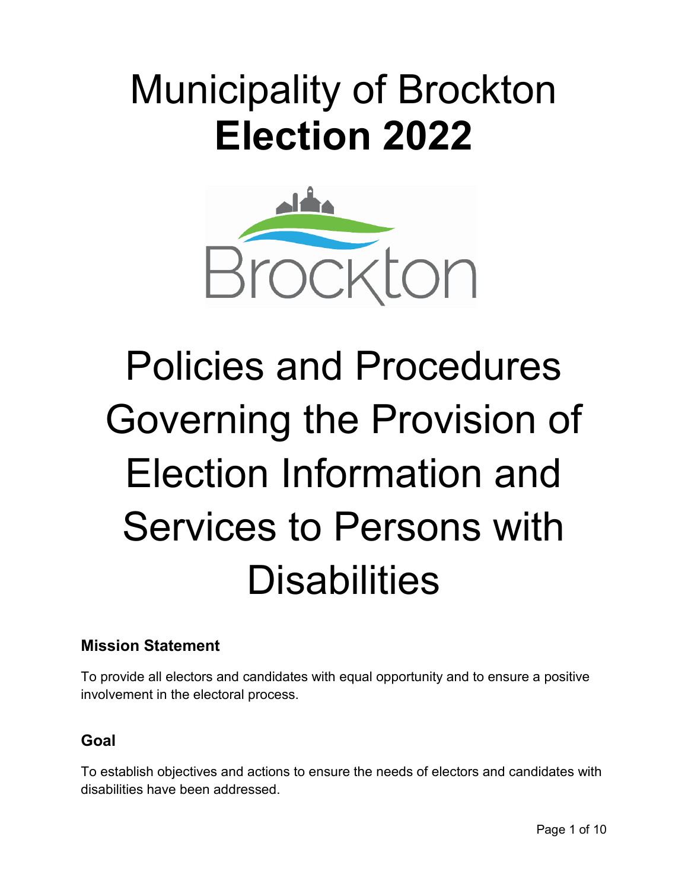# Municipality of Brockton
# **Election 2022**

# Policies and Procedures Governing the Provision of Election Information and Services to Persons with Disabilities

## Mission Statement

To provide all electors and candidates with equal opportunity and to ensure a positive involvement in the electoral process.

## Goal

To establish objectives and actions to ensure the needs of electors and candidates with disabilities have been addressed.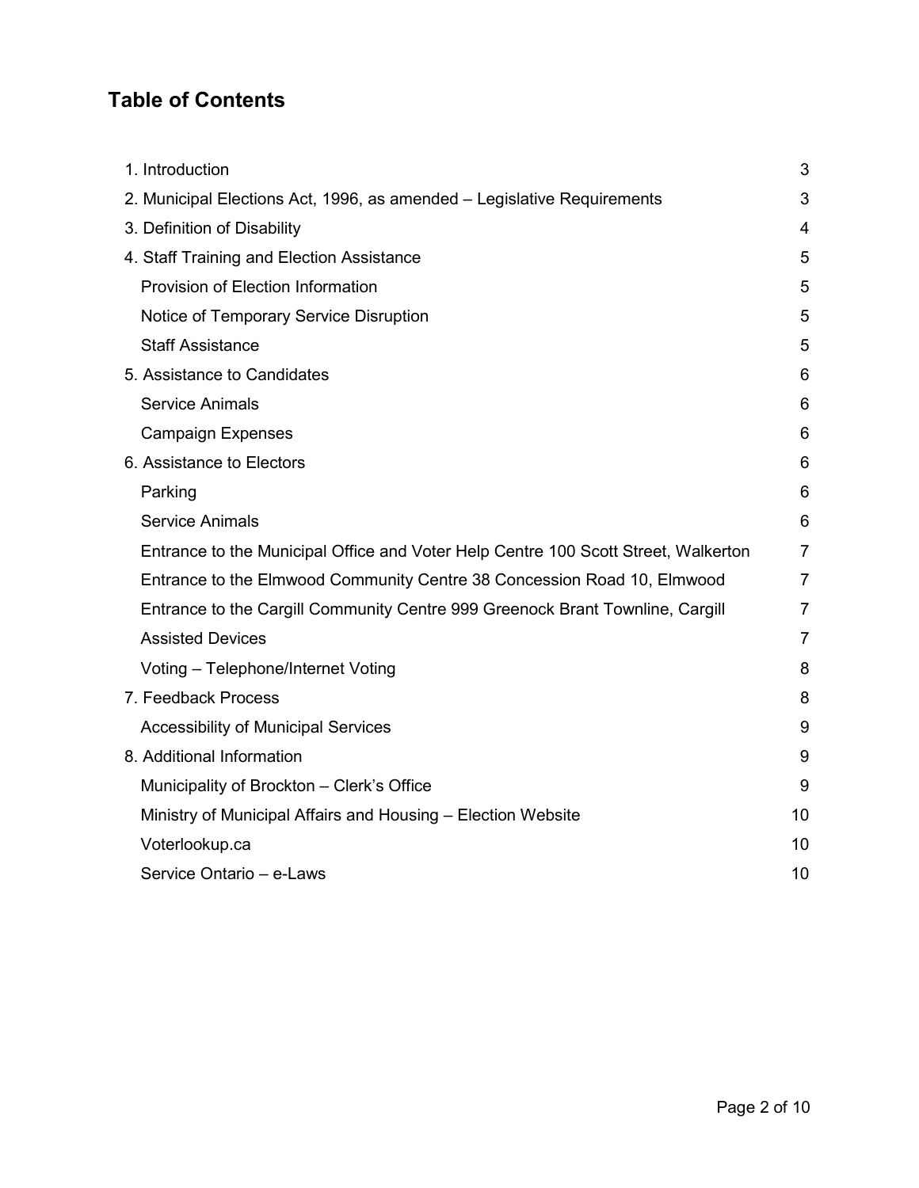## Table of Contents

| | |
|---|---|
| 1. Introduction | 3 |
| 2. Municipal Elections Act, 1996, as amended – Legislative Requirements | 3 |
| 3. Definition of Disability | 4 |
| 4. Staff Training and Election Assistance | 5 |
| Provision of Election Information | 5 |
| Notice of Temporary Service Disruption | 5 |
| Staff Assistance | 5 |
| 5. Assistance to Candidates | 6 |
| Service Animals | 6 |
| Campaign Expenses | 6 |
| 6. Assistance to Electors | 6 |
| Parking | 6 |
| Service Animals | 6 |
| Entrance to the Municipal Office and Voter Help Centre 100 Scott Street, Walkerton | 7 |
| Entrance to the Elmwood Community Centre 38 Concession Road 10, Elmwood | 7 |
| Entrance to the Cargill Community Centre 999 Greenock Brant Townline, Cargill | 7 |
| Assisted Devices | 7 |
| Voting – Telephone/Internet Voting | 8 |
| 7. Feedback Process | 8 |
| Accessibility of Municipal Services | 9 |
| 8. Additional Information | 9 |
| Municipality of Brockton – Clerk's Office | 9 |
| Ministry of Municipal Affairs and Housing – Election Website | 10 |
| Voterlookup.ca | 10 |
| Service Ontario – e-Laws | 10 |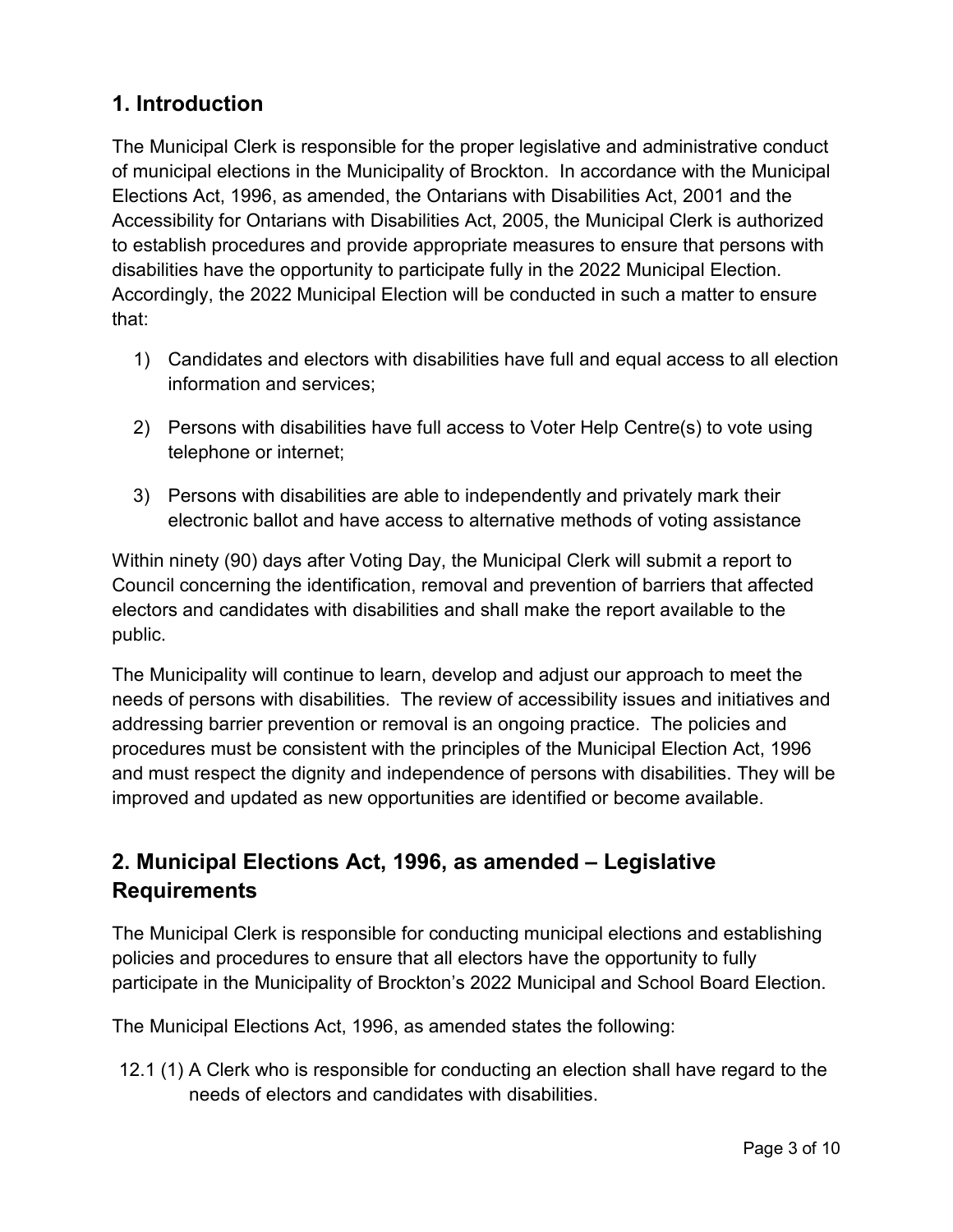## 1. Introduction

The Municipal Clerk is responsible for the proper legislative and administrative conduct of municipal elections in the Municipality of Brockton. In accordance with the Municipal Elections Act, 1996, as amended, the Ontarians with Disabilities Act, 2001 and the Accessibility for Ontarians with Disabilities Act, 2005, the Municipal Clerk is authorized to establish procedures and provide appropriate measures to ensure that persons with disabilities have the opportunity to participate fully in the 2022 Municipal Election. Accordingly, the 2022 Municipal Election will be conducted in such a matter to ensure that:

1) Candidates and electors with disabilities have full and equal access to all election information and services;

2) Persons with disabilities have full access to Voter Help Centre(s) to vote using telephone or internet;

3) Persons with disabilities are able to independently and privately mark their electronic ballot and have access to alternative methods of voting assistance

Within ninety (90) days after Voting Day, the Municipal Clerk will submit a report to Council concerning the identification, removal and prevention of barriers that affected electors and candidates with disabilities and shall make the report available to the public.

The Municipality will continue to learn, develop and adjust our approach to meet the needs of persons with disabilities. The review of accessibility issues and initiatives and addressing barrier prevention or removal is an ongoing practice. The policies and procedures must be consistent with the principles of the Municipal Election Act, 1996 and must respect the dignity and independence of persons with disabilities. They will be improved and updated as new opportunities are identified or become available.

## 2. Municipal Elections Act, 1996, as amended – Legislative Requirements

The Municipal Clerk is responsible for conducting municipal elections and establishing policies and procedures to ensure that all electors have the opportunity to fully participate in the Municipality of Brockton's 2022 Municipal and School Board Election.

The Municipal Elections Act, 1996, as amended states the following:

12.1 (1) A Clerk who is responsible for conducting an election shall have regard to the needs of electors and candidates with disabilities.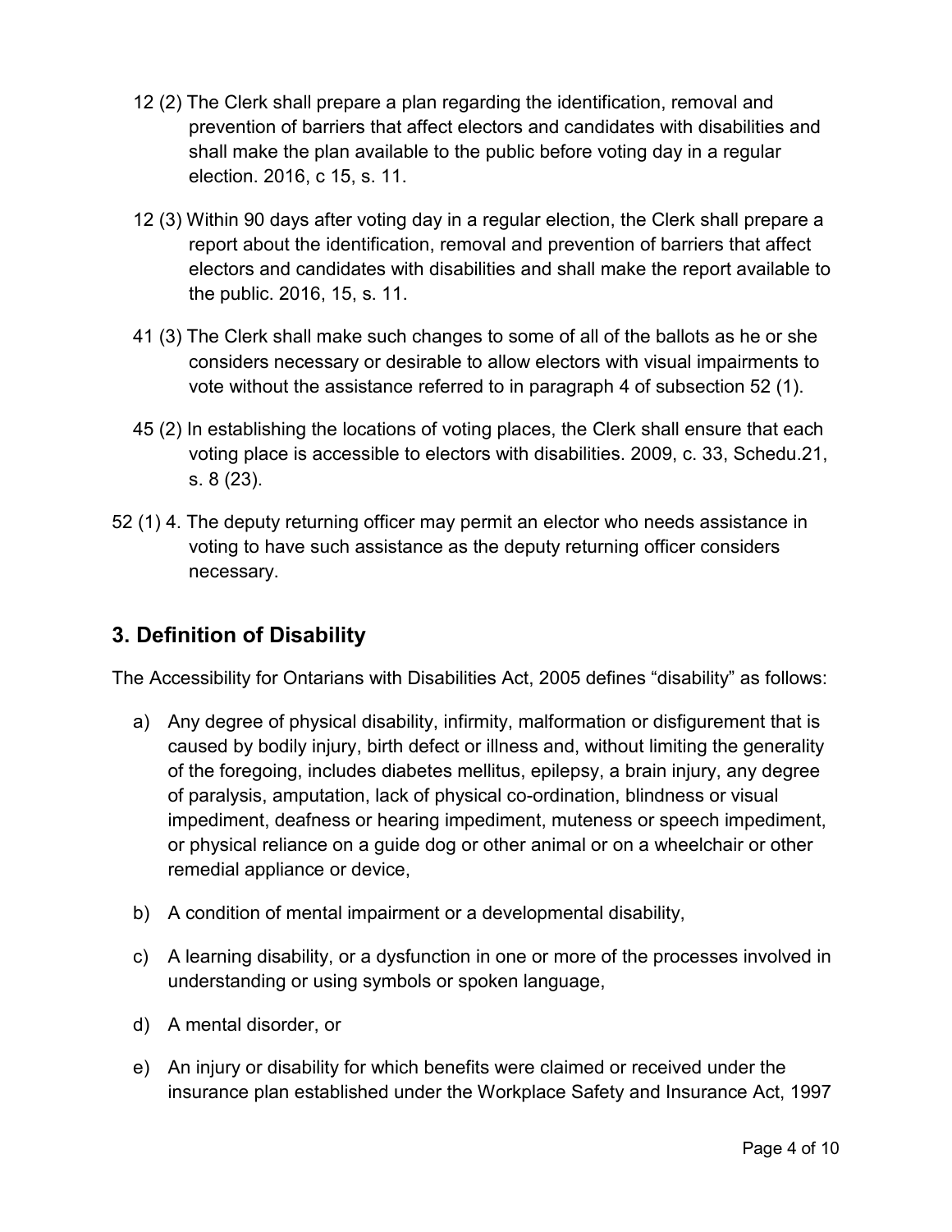12 (2) The Clerk shall prepare a plan regarding the identification, removal and prevention of barriers that affect electors and candidates with disabilities and shall make the plan available to the public before voting day in a regular election. 2016, c 15, s. 11.

12 (3) Within 90 days after voting day in a regular election, the Clerk shall prepare a report about the identification, removal and prevention of barriers that affect electors and candidates with disabilities and shall make the report available to the public. 2016, 15, s. 11.

41 (3) The Clerk shall make such changes to some of all of the ballots as he or she considers necessary or desirable to allow electors with visual impairments to vote without the assistance referred to in paragraph 4 of subsection 52 (1).

45 (2) In establishing the locations of voting places, the Clerk shall ensure that each voting place is accessible to electors with disabilities. 2009, c. 33, Schedu.21, s. 8 (23).

52 (1) 4. The deputy returning officer may permit an elector who needs assistance in voting to have such assistance as the deputy returning officer considers necessary.

## 3. Definition of Disability

The Accessibility for Ontarians with Disabilities Act, 2005 defines "disability" as follows:

a) Any degree of physical disability, infirmity, malformation or disfigurement that is caused by bodily injury, birth defect or illness and, without limiting the generality of the foregoing, includes diabetes mellitus, epilepsy, a brain injury, any degree of paralysis, amputation, lack of physical co-ordination, blindness or visual impediment, deafness or hearing impediment, muteness or speech impediment, or physical reliance on a guide dog or other animal or on a wheelchair or other remedial appliance or device,

b) A condition of mental impairment or a developmental disability,

c) A learning disability, or a dysfunction in one or more of the processes involved in understanding or using symbols or spoken language,

d) A mental disorder, or

e) An injury or disability for which benefits were claimed or received under the insurance plan established under the Workplace Safety and Insurance Act, 1997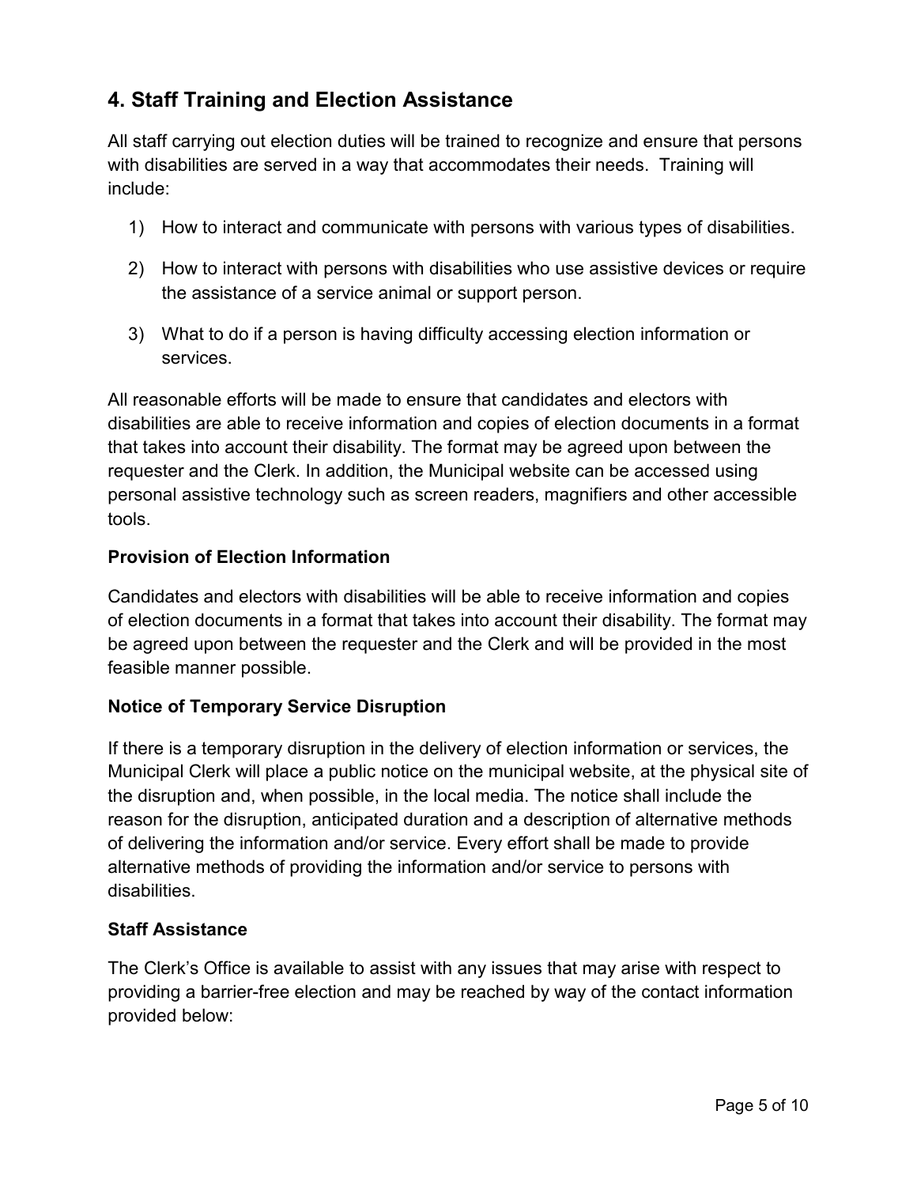## 4. Staff Training and Election Assistance

All staff carrying out election duties will be trained to recognize and ensure that persons with disabilities are served in a way that accommodates their needs. Training will include:

1) How to interact and communicate with persons with various types of disabilities.

2) How to interact with persons with disabilities who use assistive devices or require the assistance of a service animal or support person.

3) What to do if a person is having difficulty accessing election information or services.

All reasonable efforts will be made to ensure that candidates and electors with disabilities are able to receive information and copies of election documents in a format that takes into account their disability. The format may be agreed upon between the requester and the Clerk. In addition, the Municipal website can be accessed using personal assistive technology such as screen readers, magnifiers and other accessible tools.

**Provision of Election Information**

Candidates and electors with disabilities will be able to receive information and copies of election documents in a format that takes into account their disability. The format may be agreed upon between the requester and the Clerk and will be provided in the most feasible manner possible.

**Notice of Temporary Service Disruption**

If there is a temporary disruption in the delivery of election information or services, the Municipal Clerk will place a public notice on the municipal website, at the physical site of the disruption and, when possible, in the local media. The notice shall include the reason for the disruption, anticipated duration and a description of alternative methods of delivering the information and/or service. Every effort shall be made to provide alternative methods of providing the information and/or service to persons with disabilities.

**Staff Assistance**

The Clerk's Office is available to assist with any issues that may arise with respect to providing a barrier-free election and may be reached by way of the contact information provided below: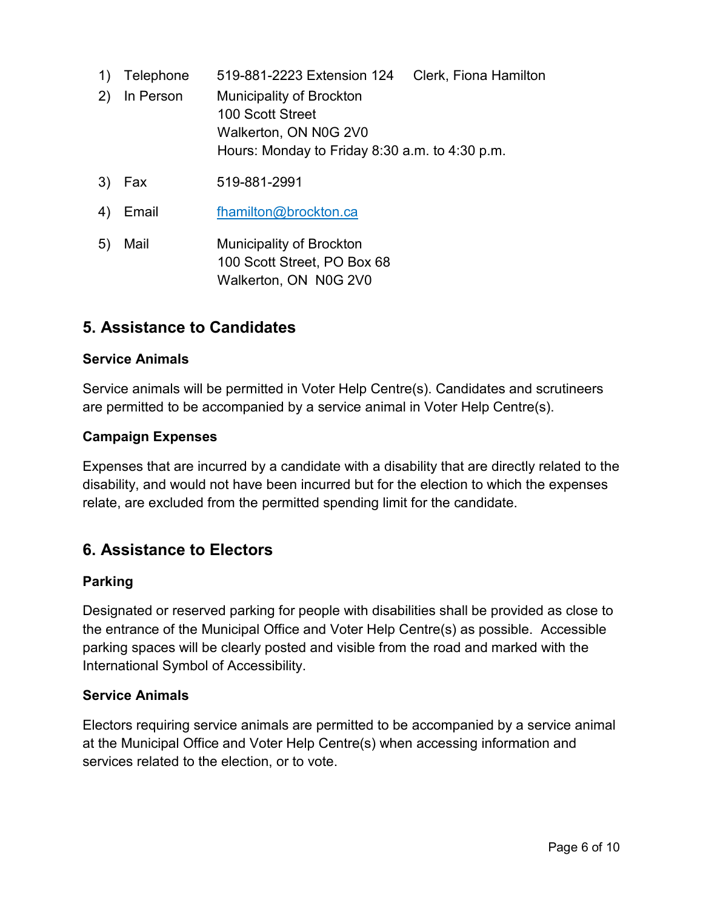1) Telephone 519-881-2223 Extension 124 Clerk, Fiona Hamilton
2) In Person Municipality of Brockton
   100 Scott Street
   Walkerton, ON N0G 2V0
   Hours: Monday to Friday 8:30 a.m. to 4:30 p.m.
3) Fax 519-881-2991
4) Email fhamilton@brockton.ca
5) Mail Municipality of Brockton
   100 Scott Street, PO Box 68
   Walkerton, ON N0G 2V0

## 5. Assistance to Candidates

**Service Animals**

Service animals will be permitted in Voter Help Centre(s). Candidates and scrutineers are permitted to be accompanied by a service animal in Voter Help Centre(s).

**Campaign Expenses**

Expenses that are incurred by a candidate with a disability that are directly related to the disability, and would not have been incurred but for the election to which the expenses relate, are excluded from the permitted spending limit for the candidate.

## 6. Assistance to Electors

**Parking**

Designated or reserved parking for people with disabilities shall be provided as close to the entrance of the Municipal Office and Voter Help Centre(s) as possible. Accessible parking spaces will be clearly posted and visible from the road and marked with the International Symbol of Accessibility.

**Service Animals**

Electors requiring service animals are permitted to be accompanied by a service animal at the Municipal Office and Voter Help Centre(s) when accessing information and services related to the election, or to vote.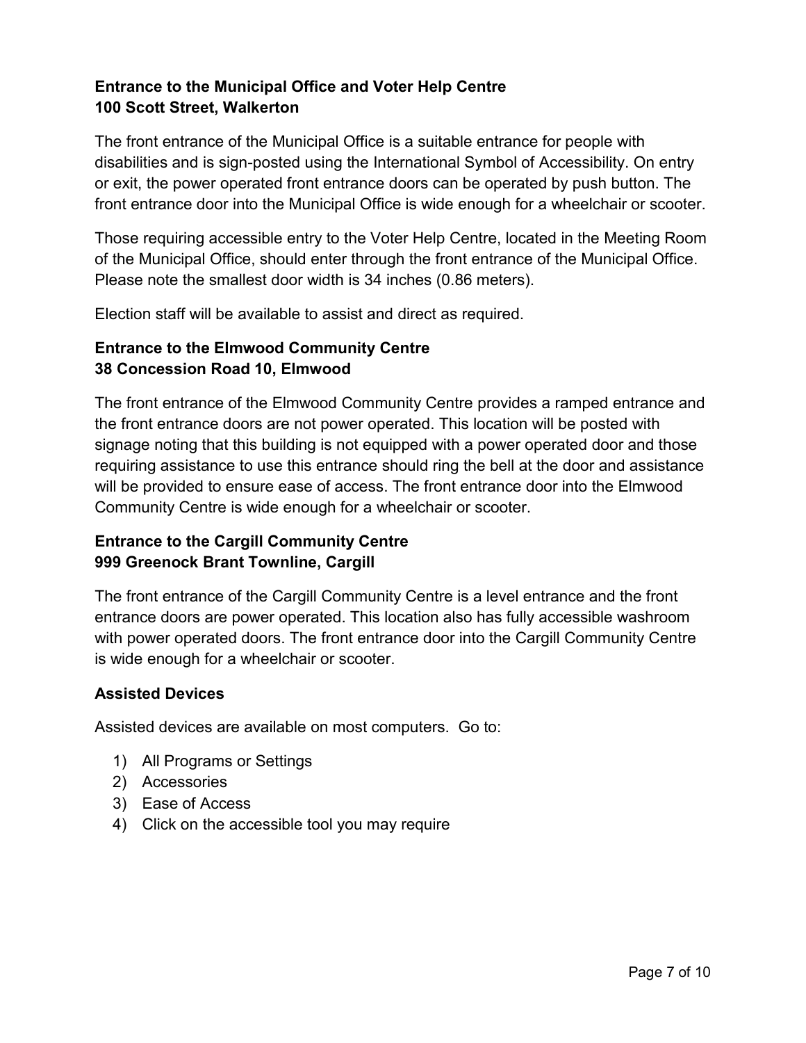### Entrance to the Municipal Office and Voter Help Centre
### 100 Scott Street, Walkerton

The front entrance of the Municipal Office is a suitable entrance for people with disabilities and is sign-posted using the International Symbol of Accessibility. On entry or exit, the power operated front entrance doors can be operated by push button. The front entrance door into the Municipal Office is wide enough for a wheelchair or scooter.

Those requiring accessible entry to the Voter Help Centre, located in the Meeting Room of the Municipal Office, should enter through the front entrance of the Municipal Office. Please note the smallest door width is 34 inches (0.86 meters).

Election staff will be available to assist and direct as required.

### Entrance to the Elmwood Community Centre
### 38 Concession Road 10, Elmwood

The front entrance of the Elmwood Community Centre provides a ramped entrance and the front entrance doors are not power operated. This location will be posted with signage noting that this building is not equipped with a power operated door and those requiring assistance to use this entrance should ring the bell at the door and assistance will be provided to ensure ease of access. The front entrance door into the Elmwood Community Centre is wide enough for a wheelchair or scooter.

### Entrance to the Cargill Community Centre
### 999 Greenock Brant Townline, Cargill

The front entrance of the Cargill Community Centre is a level entrance and the front entrance doors are power operated. This location also has fully accessible washroom with power operated doors. The front entrance door into the Cargill Community Centre is wide enough for a wheelchair or scooter.

### Assisted Devices

Assisted devices are available on most computers. Go to:

1) All Programs or Settings
2) Accessories
3) Ease of Access
4) Click on the accessible tool you may require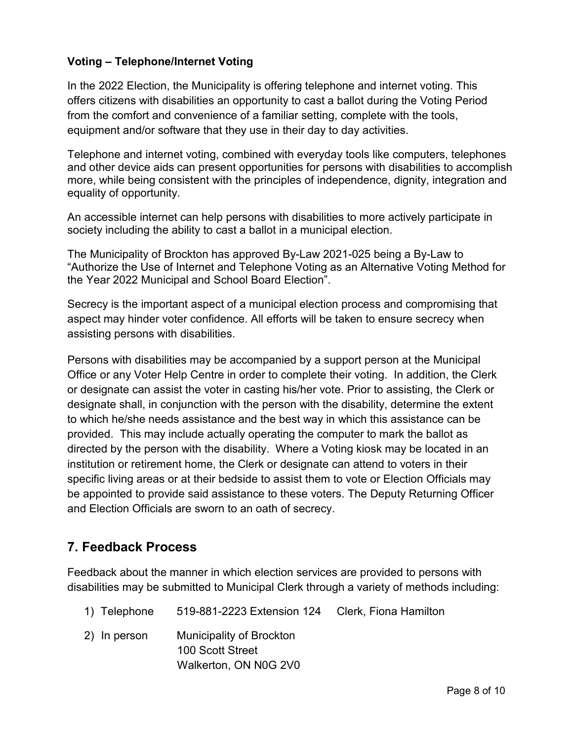**Voting – Telephone/Internet Voting**

In the 2022 Election, the Municipality is offering telephone and internet voting. This offers citizens with disabilities an opportunity to cast a ballot during the Voting Period from the comfort and convenience of a familiar setting, complete with the tools, equipment and/or software that they use in their day to day activities.

Telephone and internet voting, combined with everyday tools like computers, telephones and other device aids can present opportunities for persons with disabilities to accomplish more, while being consistent with the principles of independence, dignity, integration and equality of opportunity.

An accessible internet can help persons with disabilities to more actively participate in society including the ability to cast a ballot in a municipal election.

The Municipality of Brockton has approved By-Law 2021-025 being a By-Law to "Authorize the Use of Internet and Telephone Voting as an Alternative Voting Method for the Year 2022 Municipal and School Board Election".

Secrecy is the important aspect of a municipal election process and compromising that aspect may hinder voter confidence. All efforts will be taken to ensure secrecy when assisting persons with disabilities.

Persons with disabilities may be accompanied by a support person at the Municipal Office or any Voter Help Centre in order to complete their voting. In addition, the Clerk or designate can assist the voter in casting his/her vote. Prior to assisting, the Clerk or designate shall, in conjunction with the person with the disability, determine the extent to which he/she needs assistance and the best way in which this assistance can be provided. This may include actually operating the computer to mark the ballot as directed by the person with the disability. Where a Voting kiosk may be located in an institution or retirement home, the Clerk or designate can attend to voters in their specific living areas or at their bedside to assist them to vote or Election Officials may be appointed to provide said assistance to these voters. The Deputy Returning Officer and Election Officials are sworn to an oath of secrecy.

## 7. Feedback Process

Feedback about the manner in which election services are provided to persons with disabilities may be submitted to Municipal Clerk through a variety of methods including:

1) Telephone 519-881-2223 Extension 124 Clerk, Fiona Hamilton
2) In person Municipality of Brockton
   100 Scott Street
   Walkerton, ON N0G 2V0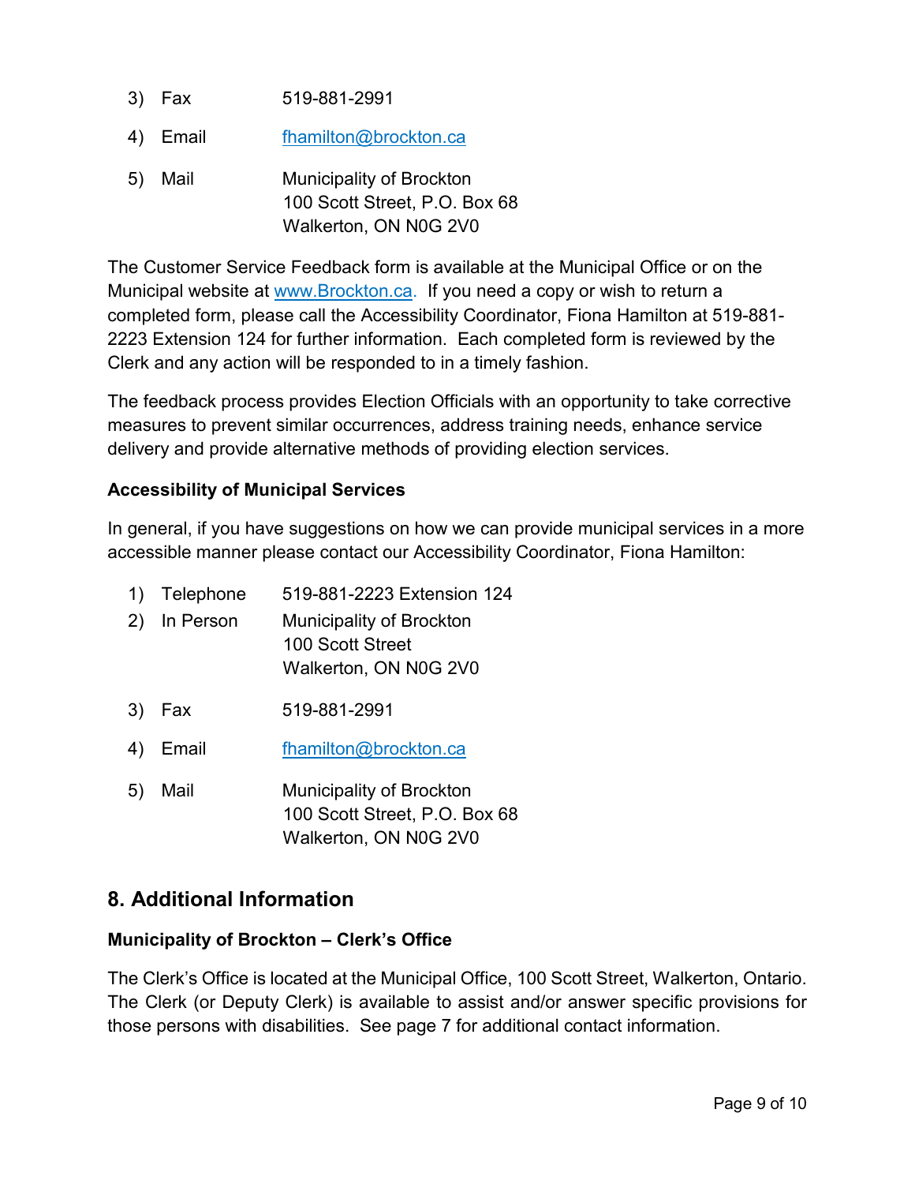3) Fax 519-881-2991

4) Email fhamilton@brockton.ca

5) Mail Municipality of Brockton
   100 Scott Street, P.O. Box 68
   Walkerton, ON N0G 2V0

The Customer Service Feedback form is available at the Municipal Office or on the Municipal website at www.Brockton.ca. If you need a copy or wish to return a completed form, please call the Accessibility Coordinator, Fiona Hamilton at 519-881-2223 Extension 124 for further information. Each completed form is reviewed by the Clerk and any action will be responded to in a timely fashion.

The feedback process provides Election Officials with an opportunity to take corrective measures to prevent similar occurrences, address training needs, enhance service delivery and provide alternative methods of providing election services.

**Accessibility of Municipal Services**

In general, if you have suggestions on how we can provide municipal services in a more accessible manner please contact our Accessibility Coordinator, Fiona Hamilton:

1) Telephone 519-881-2223 Extension 124
2) In Person Municipality of Brockton
   100 Scott Street
   Walkerton, ON N0G 2V0

3) Fax 519-881-2991

4) Email fhamilton@brockton.ca

5) Mail Municipality of Brockton
   100 Scott Street, P.O. Box 68
   Walkerton, ON N0G 2V0

## 8. Additional Information

**Municipality of Brockton – Clerk's Office**

The Clerk's Office is located at the Municipal Office, 100 Scott Street, Walkerton, Ontario. The Clerk (or Deputy Clerk) is available to assist and/or answer specific provisions for those persons with disabilities. See page 7 for additional contact information.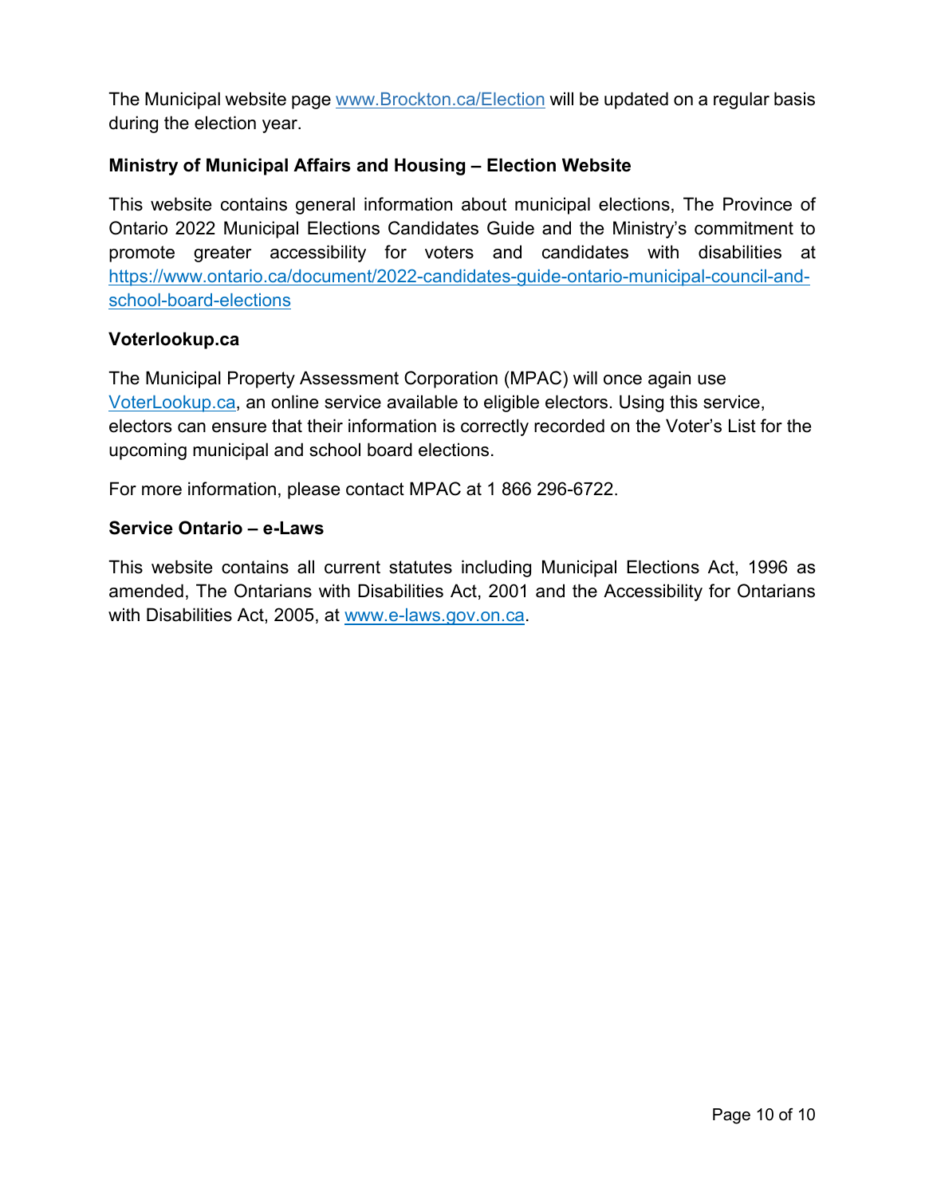The Municipal website page [www.Brockton.ca/Election](www.Brockton.ca/Election) will be updated on a regular basis during the election year.

**Ministry of Municipal Affairs and Housing – Election Website**

This website contains general information about municipal elections, The Province of Ontario 2022 Municipal Elections Candidates Guide and the Ministry's commitment to promote greater accessibility for voters and candidates with disabilities at [https://www.ontario.ca/document/2022-candidates-guide-ontario-municipal-council-and-school-board-elections](https://www.ontario.ca/document/2022-candidates-guide-ontario-municipal-council-and-school-board-elections)

**Voterlookup.ca**

The Municipal Property Assessment Corporation (MPAC) will once again use [VoterLookup.ca](VoterLookup.ca), an online service available to eligible electors. Using this service, electors can ensure that their information is correctly recorded on the Voter's List for the upcoming municipal and school board elections.

For more information, please contact MPAC at 1 866 296-6722.

**Service Ontario – e-Laws**

This website contains all current statutes including Municipal Elections Act, 1996 as amended, The Ontarians with Disabilities Act, 2001 and the Accessibility for Ontarians with Disabilities Act, 2005, at [www.e-laws.gov.on.ca](www.e-laws.gov.on.ca).